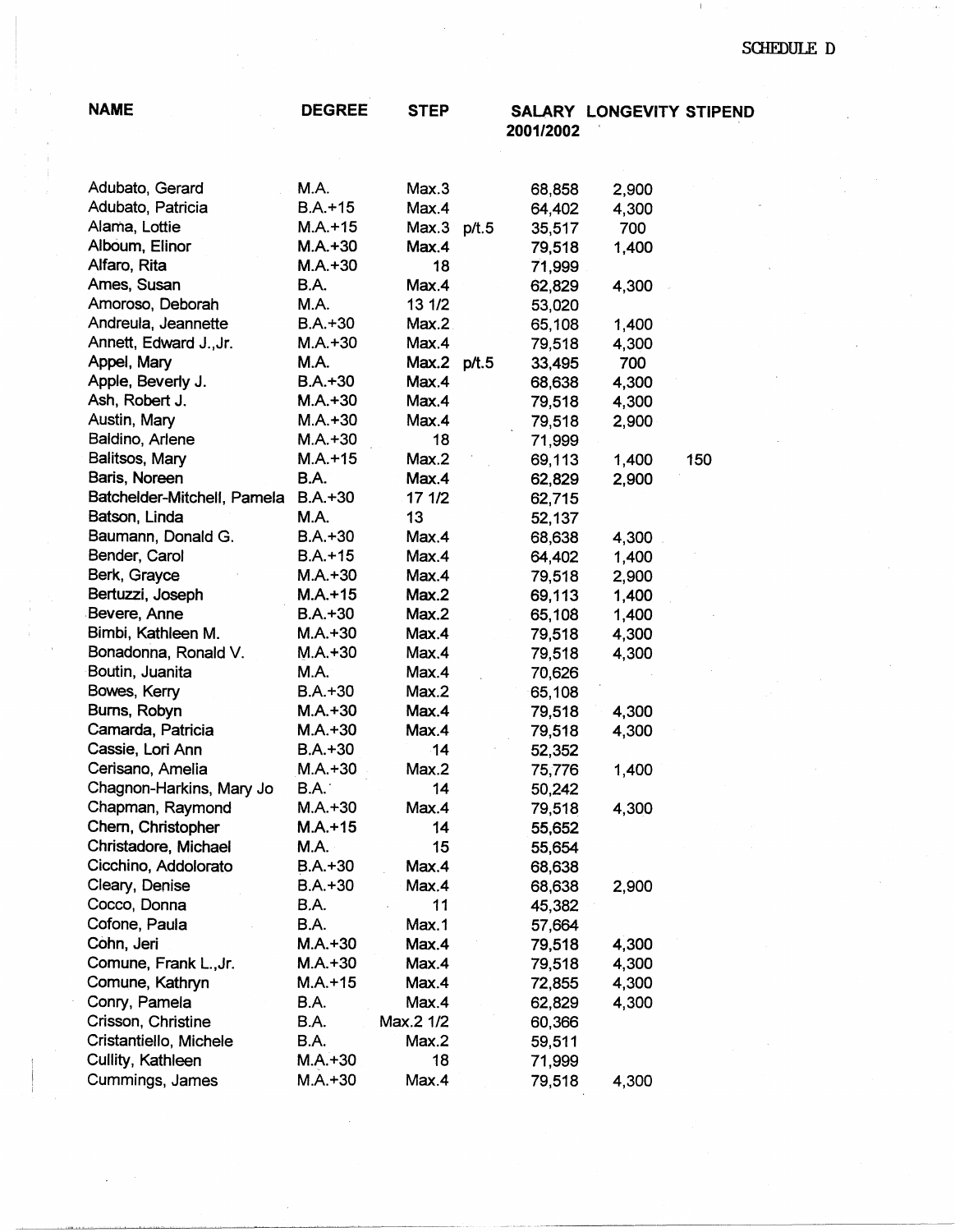SCHEDULE D

| NAME | DEGREE | STEP | | SALARY 2001/2002 | LONGEVITY | STIPEND |
|---|---|---|---|---|---|---|
| Adubato, Gerard | M.A. | Max.3 | | 68,858 | 2,900 | |
| Adubato, Patricia | B.A.+15 | Max.4 | | 64,402 | 4,300 | |
| Alama, Lottie | M.A.+15 | Max.3 | p/t.5 | 35,517 | 700 | |
| Alboum, Elinor | M.A.+30 | Max.4 | | 79,518 | 1,400 | |
| Alfaro, Rita | M.A.+30 | 18 | | 71,999 | | |
| Ames, Susan | B.A. | Max.4 | | 62,829 | 4,300 | |
| Amoroso, Deborah | M.A. | 13 1/2 | | 53,020 | | |
| Andreula, Jeannette | B.A.+30 | Max.2 | | 65,108 | 1,400 | |
| Annett, Edward J.,Jr. | M.A.+30 | Max.4 | | 79,518 | 4,300 | |
| Appel, Mary | M.A. | Max.2 | p/t.5 | 33,495 | 700 | |
| Apple, Beverly J. | B.A.+30 | Max.4 | | 68,638 | 4,300 | |
| Ash, Robert J. | M.A.+30 | Max.4 | | 79,518 | 4,300 | |
| Austin, Mary | M.A.+30 | Max.4 | | 79,518 | 2,900 | |
| Baldino, Arlene | M.A.+30 | 18 | | 71,999 | | |
| Balitsos, Mary | M.A.+15 | Max.2 | | 69,113 | 1,400 | 150 |
| Baris, Noreen | B.A. | Max.4 | | 62,829 | 2,900 | |
| Batchelder-Mitchell, Pamela | B.A.+30 | 17 1/2 | | 62,715 | | |
| Batson, Linda | M.A. | 13 | | 52,137 | | |
| Baumann, Donald G. | B.A.+30 | Max.4 | | 68,638 | 4,300 | |
| Bender, Carol | B.A.+15 | Max.4 | | 64,402 | 1,400 | |
| Berk, Grayce | M.A.+30 | Max.4 | | 79,518 | 2,900 | |
| Bertuzzi, Joseph | M.A.+15 | Max.2 | | 69,113 | 1,400 | |
| Bevere, Anne | B.A.+30 | Max.2 | | 65,108 | 1,400 | |
| Bimbi, Kathleen M. | M.A.+30 | Max.4 | | 79,518 | 4,300 | |
| Bonadonna, Ronald V. | M.A.+30 | Max.4 | | 79,518 | 4,300 | |
| Boutin, Juanita | M.A. | Max.4 | | 70,626 | | |
| Bowes, Kerry | B.A.+30 | Max.2 | | 65,108 | | |
| Burns, Robyn | M.A.+30 | Max.4 | | 79,518 | 4,300 | |
| Camarda, Patricia | M.A.+30 | Max.4 | | 79,518 | 4,300 | |
| Cassie, Lori Ann | B.A.+30 | 14 | | 52,352 | | |
| Cerisano, Amelia | M.A.+30 | Max.2 | | 75,776 | 1,400 | |
| Chagnon-Harkins, Mary Jo | B.A. | 14 | | 50,242 | | |
| Chapman, Raymond | M.A.+30 | Max.4 | | 79,518 | 4,300 | |
| Chern, Christopher | M.A.+15 | 14 | | 55,652 | | |
| Christadore, Michael | M.A. | 15 | | 55,654 | | |
| Cicchino, Addolorato | B.A.+30 | Max.4 | | 68,638 | | |
| Cleary, Denise | B.A.+30 | Max.4 | | 68,638 | 2,900 | |
| Cocco, Donna | B.A. | 11 | | 45,382 | | |
| Cofone, Paula | B.A. | Max.1 | | 57,664 | | |
| Cohn, Jeri | M.A.+30 | Max.4 | | 79,518 | 4,300 | |
| Comune, Frank L.,Jr. | M.A.+30 | Max.4 | | 79,518 | 4,300 | |
| Comune, Kathryn | M.A.+15 | Max.4 | | 72,855 | 4,300 | |
| Conry, Pamela | B.A. | Max.4 | | 62,829 | 4,300 | |
| Crisson, Christine | B.A. | Max.2 1/2 | | 60,366 | | |
| Cristantiello, Michele | B.A. | Max.2 | | 59,511 | | |
| Cullity, Kathleen | M.A.+30 | 18 | | 71,999 | | |
| Cummings, James | M.A.+30 | Max.4 | | 79,518 | 4,300 | |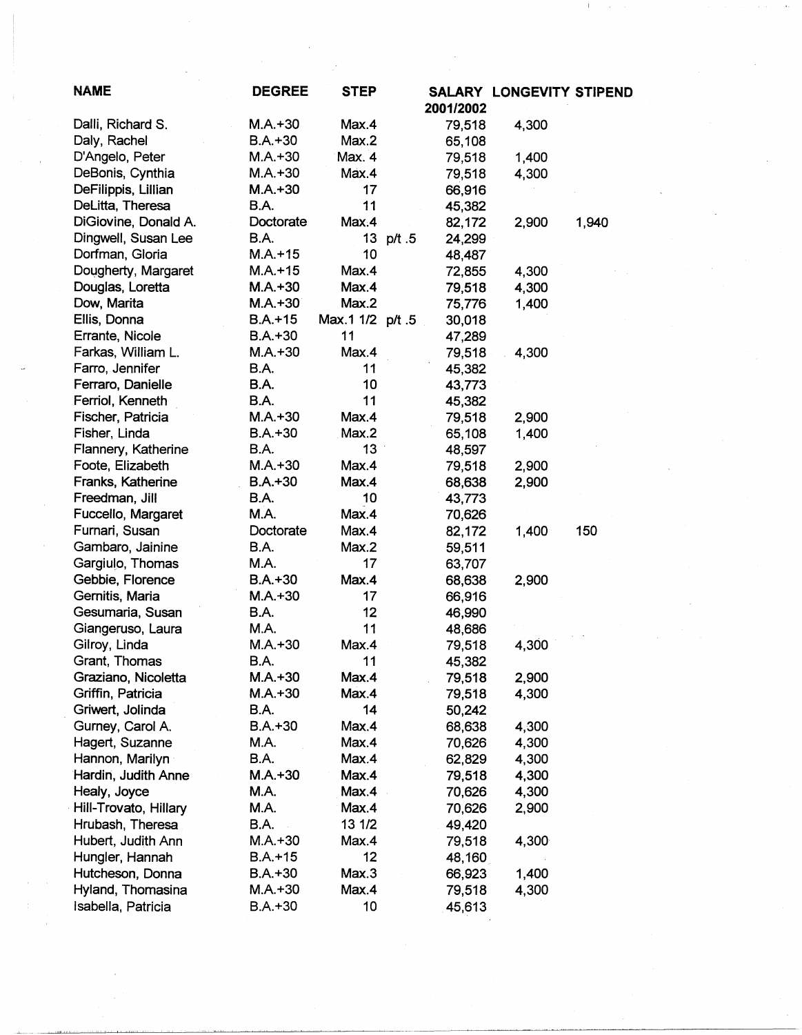| NAME | DEGREE | STEP | | SALARY 2001/2002 | LONGEVITY | STIPEND |
|---|---|---|---|---|---|---|
| Dalli, Richard S. | M.A.+30 | Max.4 | | 79,518 | 4,300 | |
| Daly, Rachel | B.A.+30 | Max.2 | | 65,108 | | |
| D'Angelo, Peter | M.A.+30 | Max. 4 | | 79,518 | 1,400 | |
| DeBonis, Cynthia | M.A.+30 | Max.4 | | 79,518 | 4,300 | |
| DeFilippis, Lillian | M.A.+30 | 17 | | 66,916 | | |
| DeLitta, Theresa | B.A. | 11 | | 45,382 | | |
| DiGiovine, Donald A. | Doctorate | Max.4 | | 82,172 | 2,900 | 1,940 |
| Dingwell, Susan Lee | B.A. | 13 | p/t .5 | 24,299 | | |
| Dorfman, Gloria | M.A.+15 | 10 | | 48,487 | | |
| Dougherty, Margaret | M.A.+15 | Max.4 | | 72,855 | 4,300 | |
| Douglas, Loretta | M.A.+30 | Max.4 | | 79,518 | 4,300 | |
| Dow, Marita | M.A.+30 | Max.2 | | 75,776 | 1,400 | |
| Ellis, Donna | B.A.+15 | Max.1 1/2 | p/t .5 | 30,018 | | |
| Errante, Nicole | B.A.+30 | 11 | | 47,289 | | |
| Farkas, William L. | M.A.+30 | Max.4 | | 79,518 | 4,300 | |
| Farro, Jennifer | B.A. | 11 | | 45,382 | | |
| Ferraro, Danielle | B.A. | 10 | | 43,773 | | |
| Ferriol, Kenneth | B.A. | 11 | | 45,382 | | |
| Fischer, Patricia | M.A.+30 | Max.4 | | 79,518 | 2,900 | |
| Fisher, Linda | B.A.+30 | Max.2 | | 65,108 | 1,400 | |
| Flannery, Katherine | B.A. | 13 | | 48,597 | | |
| Foote, Elizabeth | M.A.+30 | Max.4 | | 79,518 | 2,900 | |
| Franks, Katherine | B.A.+30 | Max.4 | | 68,638 | 2,900 | |
| Freedman, Jill | B.A. | 10 | | 43,773 | | |
| Fuccello, Margaret | M.A. | Max.4 | | 70,626 | | |
| Furnari, Susan | Doctorate | Max.4 | | 82,172 | 1,400 | 150 |
| Gambaro, Jainine | B.A. | Max.2 | | 59,511 | | |
| Gargiulo, Thomas | M.A. | 17 | | 63,707 | | |
| Gebbie, Florence | B.A.+30 | Max.4 | | 68,638 | 2,900 | |
| Gernitis, Maria | M.A.+30 | 17 | | 66,916 | | |
| Gesumaria, Susan | B.A. | 12 | | 46,990 | | |
| Giangeruso, Laura | M.A. | 11 | | 48,686 | | |
| Gilroy, Linda | M.A.+30 | Max.4 | | 79,518 | 4,300 | |
| Grant, Thomas | B.A. | 11 | | 45,382 | | |
| Graziano, Nicoletta | M.A.+30 | Max.4 | | 79,518 | 2,900 | |
| Griffin, Patricia | M.A.+30 | Max.4 | | 79,518 | 4,300 | |
| Griwert, Jolinda | B.A. | 14 | | 50,242 | | |
| Gurney, Carol A. | B.A.+30 | Max.4 | | 68,638 | 4,300 | |
| Hagert, Suzanne | M.A. | Max.4 | | 70,626 | 4,300 | |
| Hannon, Marilyn | B.A. | Max.4 | | 62,829 | 4,300 | |
| Hardin, Judith Anne | M.A.+30 | Max.4 | | 79,518 | 4,300 | |
| Healy, Joyce | M.A. | Max.4 | | 70,626 | 4,300 | |
| Hill-Trovato, Hillary | M.A. | Max.4 | | 70,626 | 2,900 | |
| Hrubash, Theresa | B.A. | 13 1/2 | | 49,420 | | |
| Hubert, Judith Ann | M.A.+30 | Max.4 | | 79,518 | 4,300 | |
| Hungler, Hannah | B.A.+15 | 12 | | 48,160 | | |
| Hutcheson, Donna | B.A.+30 | Max.3 | | 66,923 | 1,400 | |
| Hyland, Thomasina | M.A.+30 | Max.4 | | 79,518 | 4,300 | |
| Isabella, Patricia | B.A.+30 | 10 | | 45,613 | | |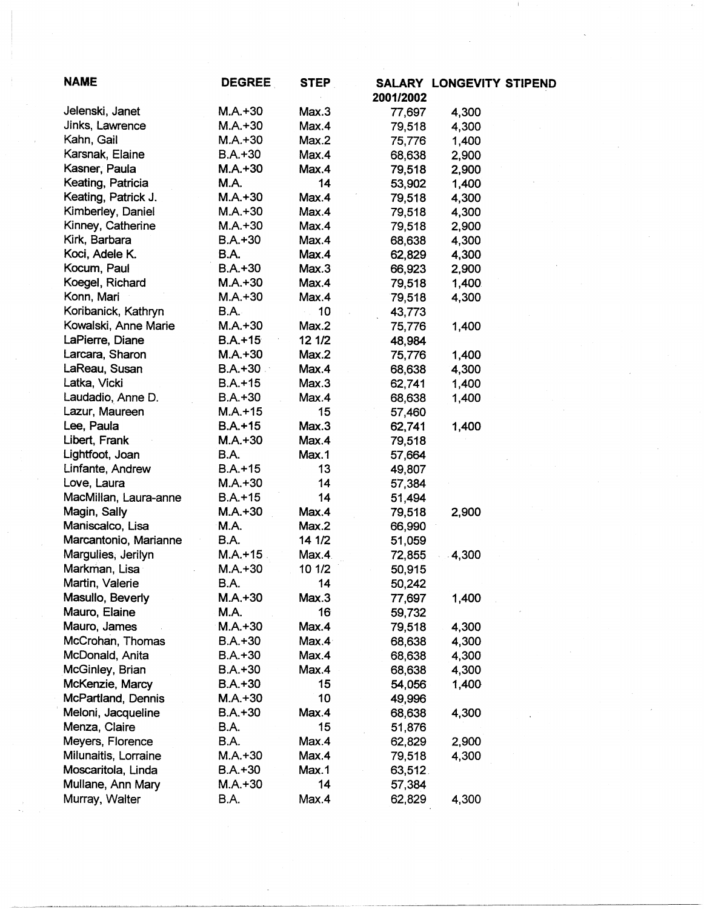| NAME | DEGREE | STEP | SALARY 2001/2002 | LONGEVITY STIPEND |
|---|---|---|---|---|
| Jelenski, Janet | M.A.+30 | Max.3 | 77,697 | 4,300 |
| Jinks, Lawrence | M.A.+30 | Max.4 | 79,518 | 4,300 |
| Kahn, Gail | M.A.+30 | Max.2 | 75,776 | 1,400 |
| Karsnak, Elaine | B.A.+30 | Max.4 | 68,638 | 2,900 |
| Kasner, Paula | M.A.+30 | Max.4 | 79,518 | 2,900 |
| Keating, Patricia | M.A. | 14 | 53,902 | 1,400 |
| Keating, Patrick J. | M.A.+30 | Max.4 | 79,518 | 4,300 |
| Kimberley, Daniel | M.A.+30 | Max.4 | 79,518 | 4,300 |
| Kinney, Catherine | M.A.+30 | Max.4 | 79,518 | 2,900 |
| Kirk, Barbara | B.A.+30 | Max.4 | 68,638 | 4,300 |
| Koci, Adele K. | B.A. | Max.4 | 62,829 | 4,300 |
| Kocum, Paul | B.A.+30 | Max.3 | 66,923 | 2,900 |
| Koegel, Richard | M.A.+30 | Max.4 | 79,518 | 1,400 |
| Konn, Mari | M.A.+30 | Max.4 | 79,518 | 4,300 |
| Koribanick, Kathryn | B.A. | 10 | 43,773 | |
| Kowalski, Anne Marie | M.A.+30 | Max.2 | 75,776 | 1,400 |
| LaPierre, Diane | B.A.+15 | 12 1/2 | 48,984 | |
| Larcara, Sharon | M.A.+30 | Max.2 | 75,776 | 1,400 |
| LaReau, Susan | B.A.+30 | Max.4 | 68,638 | 4,300 |
| Latka, Vicki | B.A.+15 | Max.3 | 62,741 | 1,400 |
| Laudadio, Anne D. | B.A.+30 | Max.4 | 68,638 | 1,400 |
| Lazur, Maureen | M.A.+15 | 15 | 57,460 | |
| Lee, Paula | B.A.+15 | Max.3 | 62,741 | 1,400 |
| Libert, Frank | M.A.+30 | Max.4 | 79,518 | |
| Lightfoot, Joan | B.A. | Max.1 | 57,664 | |
| Linfante, Andrew | B.A.+15 | 13 | 49,807 | |
| Love, Laura | M.A.+30 | 14 | 57,384 | |
| MacMillan, Laura-anne | B.A.+15 | 14 | 51,494 | |
| Magin, Sally | M.A.+30 | Max.4 | 79,518 | 2,900 |
| Maniscalco, Lisa | M.A. | Max.2 | 66,990 | |
| Marcantonio, Marianne | B.A. | 14 1/2 | 51,059 | |
| Margulies, Jerilyn | M.A.+15 | Max.4 | 72,855 | 4,300 |
| Markman, Lisa | M.A.+30 | 10 1/2 | 50,915 | |
| Martin, Valerie | B.A. | 14 | 50,242 | |
| Masullo, Beverly | M.A.+30 | Max.3 | 77,697 | 1,400 |
| Mauro, Elaine | M.A. | 16 | 59,732 | |
| Mauro, James | M.A.+30 | Max.4 | 79,518 | 4,300 |
| McCrohan, Thomas | B.A.+30 | Max.4 | 68,638 | 4,300 |
| McDonald, Anita | B.A.+30 | Max.4 | 68,638 | 4,300 |
| McGinley, Brian | B.A.+30 | Max.4 | 68,638 | 4,300 |
| McKenzie, Marcy | B.A.+30 | 15 | 54,056 | 1,400 |
| McPartland, Dennis | M.A.+30 | 10 | 49,996 | |
| Meloni, Jacqueline | B.A.+30 | Max.4 | 68,638 | 4,300 |
| Menza, Claire | B.A. | 15 | 51,876 | |
| Meyers, Florence | B.A. | Max.4 | 62,829 | 2,900 |
| Milunaitis, Lorraine | M.A.+30 | Max.4 | 79,518 | 4,300 |
| Moscaritola, Linda | B.A.+30 | Max.1 | 63,512 | |
| Mullane, Ann Mary | M.A.+30 | 14 | 57,384 | |
| Murray, Walter | B.A. | Max.4 | 62,829 | 4,300 |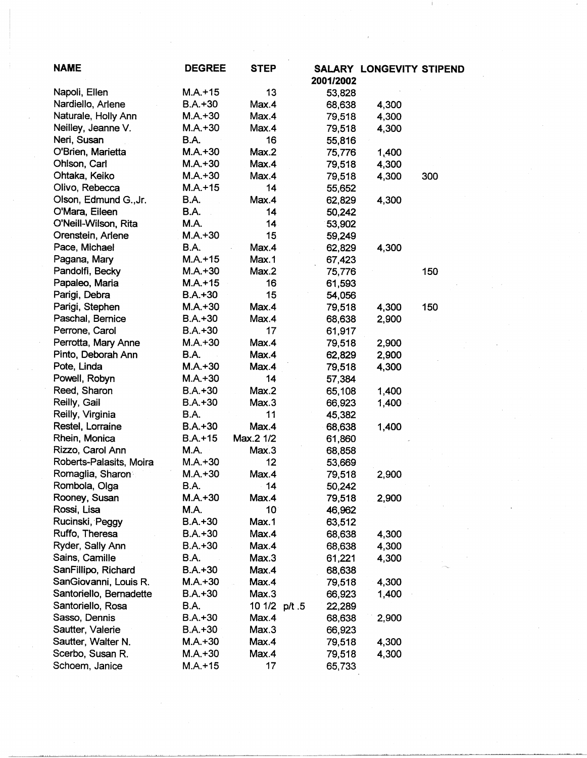| NAME | DEGREE | STEP | SALARY 2001/2002 | LONGEVITY | STIPEND |
|---|---|---|---|---|---|
| Napoli, Ellen | M.A.+15 | 13 | 53,828 | | |
| Nardiello, Arlene | B.A.+30 | Max.4 | 68,638 | 4,300 | |
| Naturale, Holly Ann | M.A.+30 | Max.4 | 79,518 | 4,300 | |
| Neilley, Jeanne V. | M.A.+30 | Max.4 | 79,518 | 4,300 | |
| Neri, Susan | B.A. | 16 | 55,816 | | |
| O'Brien, Marietta | M.A.+30 | Max.2 | 75,776 | 1,400 | |
| Ohlson, Carl | M.A.+30 | Max.4 | 79,518 | 4,300 | |
| Ohtaka, Keiko | M.A.+30 | Max.4 | 79,518 | 4,300 | 300 |
| Olivo, Rebecca | M.A.+15 | 14 | 55,652 | | |
| Olson, Edmund G.,Jr. | B.A. | Max.4 | 62,829 | 4,300 | |
| O'Mara, Eileen | B.A. | 14 | 50,242 | | |
| O'Neill-Wilson, Rita | M.A. | 14 | 53,902 | | |
| Orenstein, Arlene | M.A.+30 | 15 | 59,249 | | |
| Pace, Michael | B.A. | Max.4 | 62,829 | 4,300 | |
| Pagana, Mary | M.A.+15 | Max.1 | 67,423 | | |
| Pandolfi, Becky | M.A.+30 | Max.2 | 75,776 | | 150 |
| Papaleo, Maria | M.A.+15 | 16 | 61,593 | | |
| Parigi, Debra | B.A.+30 | 15 | 54,056 | | |
| Parigi, Stephen | M.A.+30 | Max.4 | 79,518 | 4,300 | 150 |
| Paschal, Bernice | B.A.+30 | Max.4 | 68,638 | 2,900 | |
| Perrone, Carol | B.A.+30 | 17 | 61,917 | | |
| Perrotta, Mary Anne | M.A.+30 | Max.4 | 79,518 | 2,900 | |
| Pinto, Deborah Ann | B.A. | Max.4 | 62,829 | 2,900 | |
| Pote, Linda | M.A.+30 | Max.4 | 79,518 | 4,300 | |
| Powell, Robyn | M.A.+30 | 14 | 57,384 | | |
| Reed, Sharon | B.A.+30 | Max.2 | 65,108 | 1,400 | |
| Reilly, Gail | B.A.+30 | Max.3 | 66,923 | 1,400 | |
| Reilly, Virginia | B.A. | 11 | 45,382 | | |
| Restel, Lorraine | B.A.+30 | Max.4 | 68,638 | 1,400 | |
| Rhein, Monica | B.A.+15 | Max.2 1/2 | 61,860 | | |
| Rizzo, Carol Ann | M.A. | Max.3 | 68,858 | | |
| Roberts-Palasits, Moira | M.A.+30 | 12 | 53,669 | | |
| Romaglia, Sharon | M.A.+30 | Max.4 | 79,518 | 2,900 | |
| Rombola, Olga | B.A. | 14 | 50,242 | | |
| Rooney, Susan | M.A.+30 | Max.4 | 79,518 | 2,900 | |
| Rossi, Lisa | M.A. | 10 | 46,962 | | |
| Rucinski, Peggy | B.A.+30 | Max.1 | 63,512 | | |
| Ruffo, Theresa | B.A.+30 | Max.4 | 68,638 | 4,300 | |
| Ryder, Sally Ann | B.A.+30 | Max.4 | 68,638 | 4,300 | |
| Sains, Camille | B.A. | Max.3 | 61,221 | 4,300 | |
| SanFillipo, Richard | B.A.+30 | Max.4 | 68,638 | | |
| SanGiovanni, Louis R. | M.A.+30 | Max.4 | 79,518 | 4,300 | |
| Santoriello, Bernadette | B.A.+30 | Max.3 | 66,923 | 1,400 | |
| Santoriello, Rosa | B.A. | 10 1/2 p/t .5 | 22,289 | | |
| Sasso, Dennis | B.A.+30 | Max.4 | 68,638 | 2,900 | |
| Sautter, Valerie | B.A.+30 | Max.3 | 66,923 | | |
| Sautter, Walter N. | M.A.+30 | Max.4 | 79,518 | 4,300 | |
| Scerbo, Susan R. | M.A.+30 | Max.4 | 79,518 | 4,300 | |
| Schoem, Janice | M.A.+15 | 17 | 65,733 | | |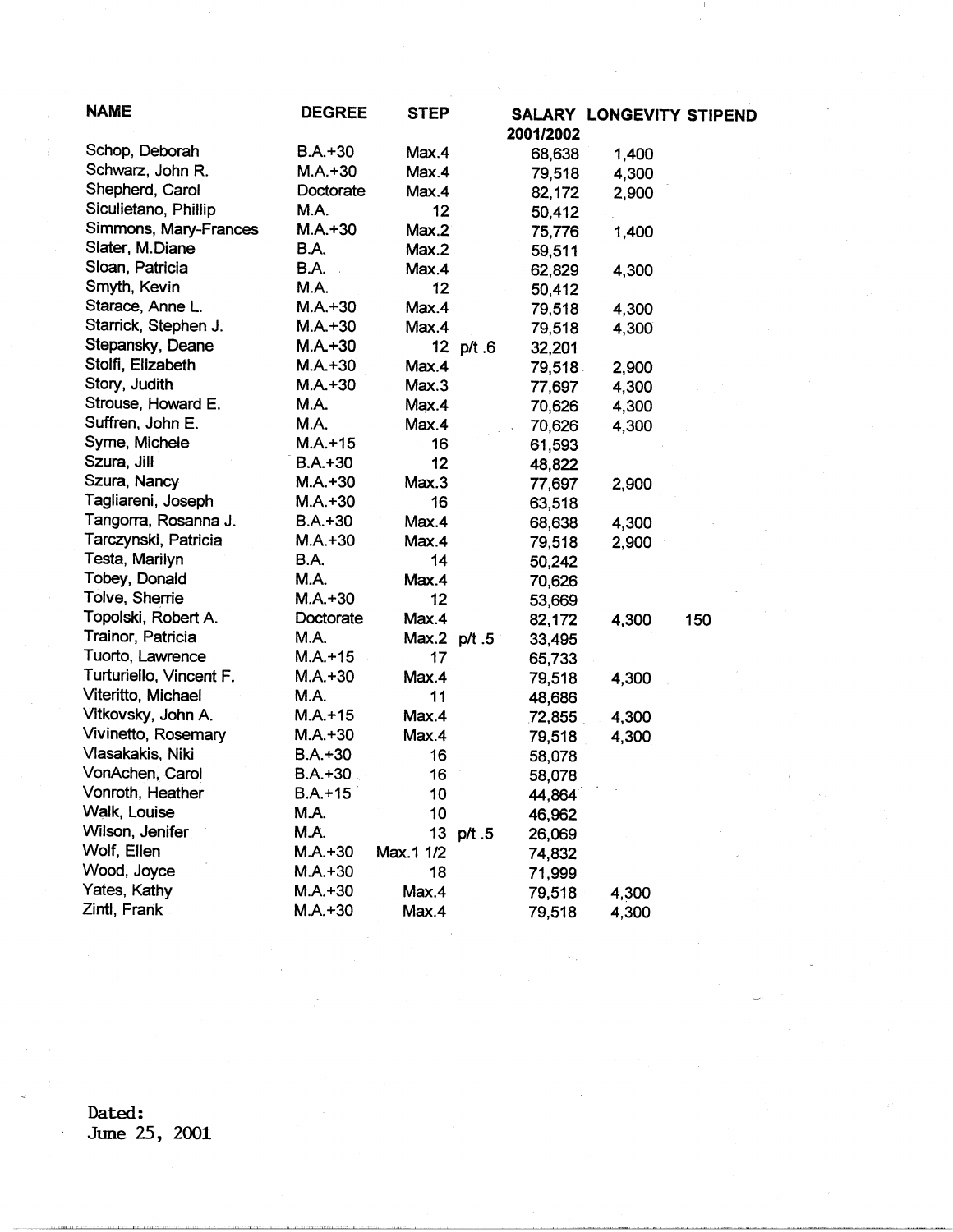| NAME | DEGREE | STEP | | SALARY 2001/2002 | LONGEVITY | STIPEND |
|---|---|---|---|---|---|---|
| Schop, Deborah | B.A.+30 | Max.4 | | 68,638 | 1,400 | |
| Schwarz, John R. | M.A.+30 | Max.4 | | 79,518 | 4,300 | |
| Shepherd, Carol | Doctorate | Max.4 | | 82,172 | 2,900 | |
| Siculietano, Phillip | M.A. | 12 | | 50,412 | | |
| Simmons, Mary-Frances | M.A.+30 | Max.2 | | 75,776 | 1,400 | |
| Slater, M.Diane | B.A. | Max.2 | | 59,511 | | |
| Sloan, Patricia | B.A. | Max.4 | | 62,829 | 4,300 | |
| Smyth, Kevin | M.A. | 12 | | 50,412 | | |
| Starace, Anne L. | M.A.+30 | Max.4 | | 79,518 | 4,300 | |
| Starrick, Stephen J. | M.A.+30 | Max.4 | | 79,518 | 4,300 | |
| Stepansky, Deane | M.A.+30 | 12 | p/t .6 | 32,201 | | |
| Stolfi, Elizabeth | M.A.+30 | Max.4 | | 79,518 | 2,900 | |
| Story, Judith | M.A.+30 | Max.3 | | 77,697 | 4,300 | |
| Strouse, Howard E. | M.A. | Max.4 | | 70,626 | 4,300 | |
| Suffren, John E. | M.A. | Max.4 | | 70,626 | 4,300 | |
| Syme, Michele | M.A.+15 | 16 | | 61,593 | | |
| Szura, Jill | B.A.+30 | 12 | | 48,822 | | |
| Szura, Nancy | M.A.+30 | Max.3 | | 77,697 | 2,900 | |
| Tagliareni, Joseph | M.A.+30 | 16 | | 63,518 | | |
| Tangorra, Rosanna J. | B.A.+30 | Max.4 | | 68,638 | 4,300 | |
| Tarczynski, Patricia | M.A.+30 | Max.4 | | 79,518 | 2,900 | |
| Testa, Marilyn | B.A. | 14 | | 50,242 | | |
| Tobey, Donald | M.A. | Max.4 | | 70,626 | | |
| Tolve, Sherrie | M.A.+30 | 12 | | 53,669 | | |
| Topolski, Robert A. | Doctorate | Max.4 | | 82,172 | 4,300 | 150 |
| Trainor, Patricia | M.A. | Max.2 | p/t .5 | 33,495 | | |
| Tuorto, Lawrence | M.A.+15 | 17 | | 65,733 | | |
| Turturiello, Vincent F. | M.A.+30 | Max.4 | | 79,518 | 4,300 | |
| Viteritto, Michael | M.A. | 11 | | 48,686 | | |
| Vitkovsky, John A. | M.A.+15 | Max.4 | | 72,855 | 4,300 | |
| Vivinetto, Rosemary | M.A.+30 | Max.4 | | 79,518 | 4,300 | |
| Vlasakakis, Niki | B.A.+30 | 16 | | 58,078 | | |
| VonAchen, Carol | B.A.+30 | 16 | | 58,078 | | |
| Vonroth, Heather | B.A.+15 | 10 | | 44,864 | | |
| Walk, Louise | M.A. | 10 | | 46,962 | | |
| Wilson, Jenifer | M.A. | 13 | p/t .5 | 26,069 | | |
| Wolf, Ellen | M.A.+30 | Max.1 1/2 | | 74,832 | | |
| Wood, Joyce | M.A.+30 | 18 | | 71,999 | | |
| Yates, Kathy | M.A.+30 | Max.4 | | 79,518 | 4,300 | |
| Zintl, Frank | M.A.+30 | Max.4 | | 79,518 | 4,300 | |

Dated:
June 25, 2001